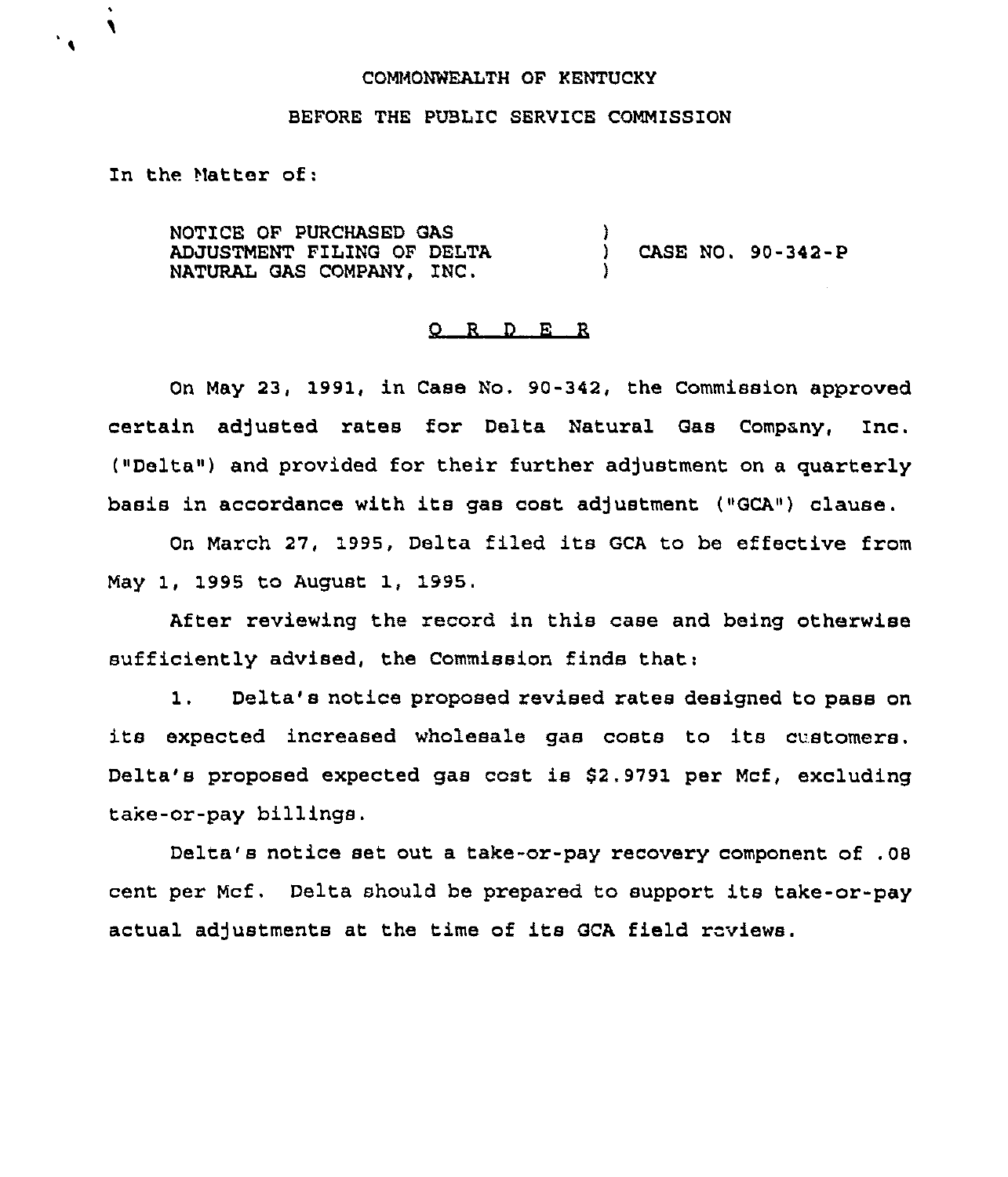COMMONWEALTH OF KENTUCKY

BEFORE THE PUBLIC SERVICE COMMISSION

In the Matter of:

| | | |
|---|---|---|
| NOTICE OF PURCHASED GAS ADJUSTMENT FILING OF DELTA NATURAL GAS COMPANY, INC. | ) ) ) | CASE NO. 90-342-P |

O R D E R

On May 23, 1991, in Case No. 90-342, the Commission approved certain adjusted rates for Delta Natural Gas Company, Inc. ("Delta") and provided for their further adjustment on a quarterly basis in accordance with its gas cost adjustment ("GCA") clause.

On March 27, 1995, Delta filed its GCA to be effective from May 1, 1995 to August 1, 1995.

After reviewing the record in this case and being otherwise sufficiently advised, the Commission finds that:

1. Delta's notice proposed revised rates designed to pass on its expected increased wholesale gas costs to its customers. Delta's proposed expected gas cost is $2.9791 per Mcf, excluding take-or-pay billings.

Delta's notice set out a take-or-pay recovery component of .08 cent per Mcf. Delta should be prepared to support its take-or-pay actual adjustments at the time of its GCA field reviews.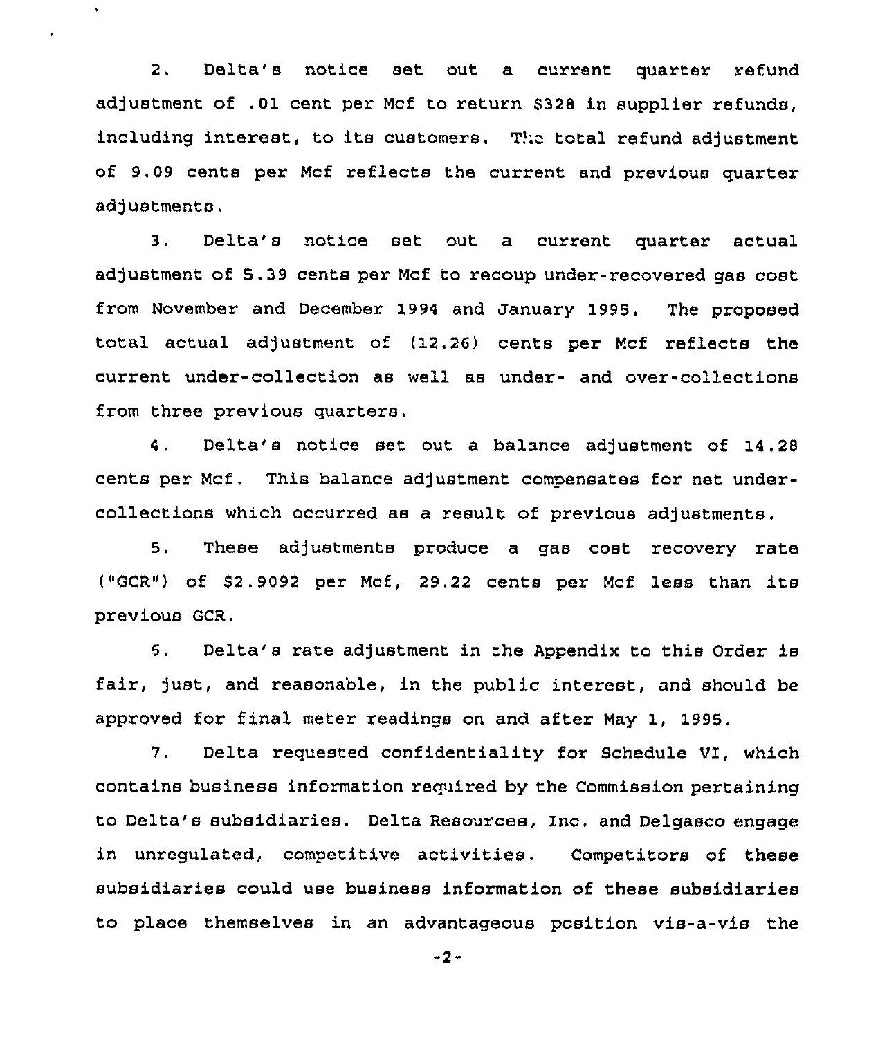2. Delta's notice set out a current quarter refund adjustment of .01 cent per Mcf to return $328 in supplier refunds, including interest, to its customers. The total refund adjustment of 9.09 cents per Mcf reflects the current and previous quarter adjustments.

3. Delta's notice set out a current quarter actual adjustment of 5.39 cents per Mcf to recoup under-recovered gas cost from November and December 1994 and January 1995. The proposed total actual adjustment of (12.26) cents per Mcf reflects the current under-collection as well as under- and over-collections from three previous quarters.

4. Delta's notice set out a balance adjustment of 14.28 cents per Mcf. This balance adjustment compensates for net under-collections which occurred as a result of previous adjustments.

5. These adjustments produce a gas cost recovery rate ("GCR") of $2.9092 per Mcf, 29.22 cents per Mcf less than its previous GCR.

6. Delta's rate adjustment in the Appendix to this Order is fair, just, and reasonable, in the public interest, and should be approved for final meter readings on and after May 1, 1995.

7. Delta requested confidentiality for Schedule VI, which contains business information required by the Commission pertaining to Delta's subsidiaries. Delta Resources, Inc. and Delgasco engage in unregulated, competitive activities. Competitors of these subsidiaries could use business information of these subsidiaries to place themselves in an advantageous position vis-a-vis the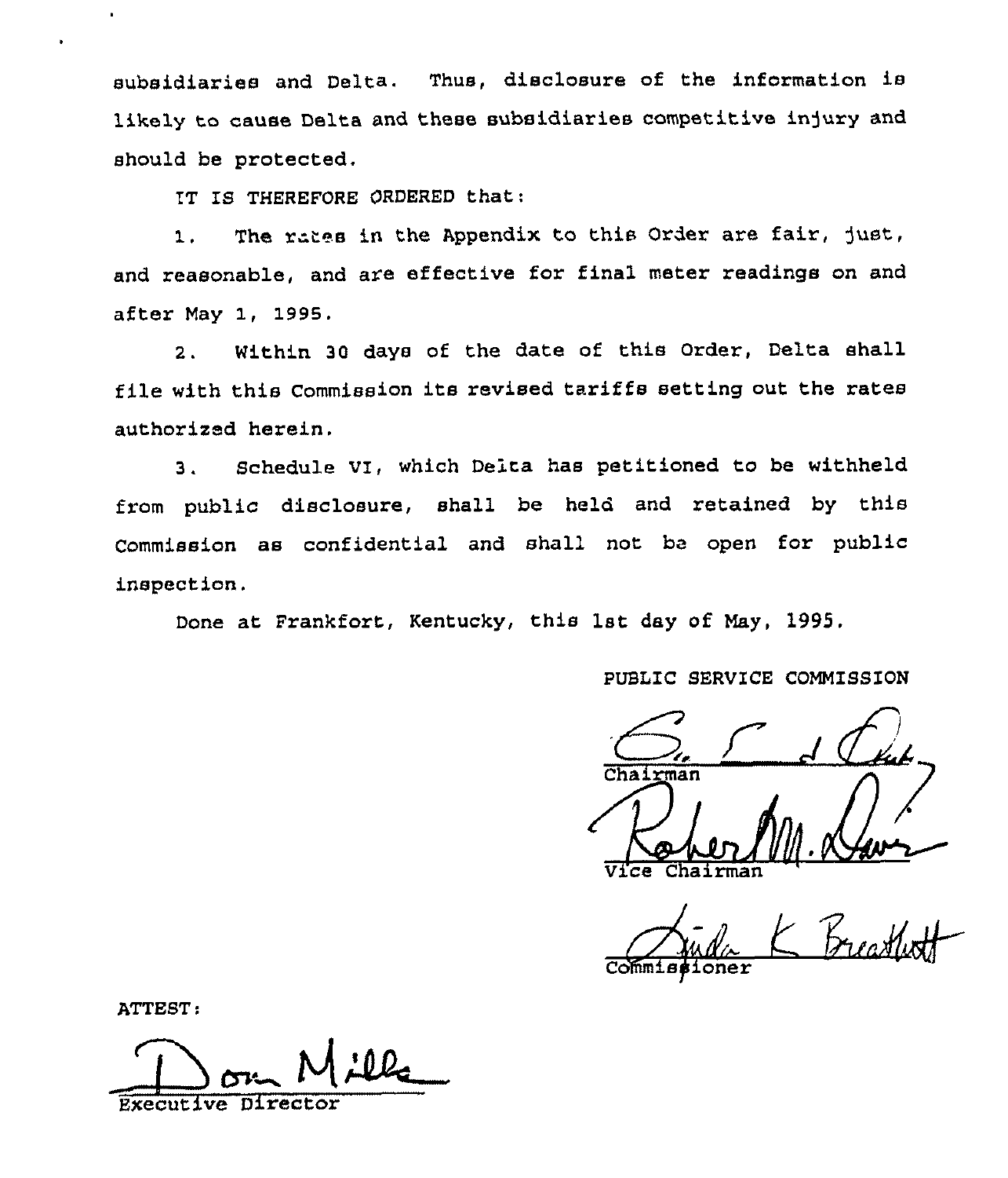subsidiaries and Delta. Thus, disclosure of the information is likely to cause Delta and these subsidiaries competitive injury and should be protected.

IT IS THEREFORE ORDERED that:

1. The rates in the Appendix to this Order are fair, just, and reasonable, and are effective for final meter readings on and after May 1, 1995.

2. Within 30 days of the date of this Order, Delta shall file with this Commission its revised tariffs setting out the rates authorized herein.

3. Schedule VI, which Delta has petitioned to be withheld from public disclosure, shall be held and retained by this Commission as confidential and shall not be open for public inspection.

Done at Frankfort, Kentucky, this 1st day of May, 1995.

PUBLIC SERVICE COMMISSION

Chairman

Vice Chairman

Commissioner

ATTEST:

Executive Director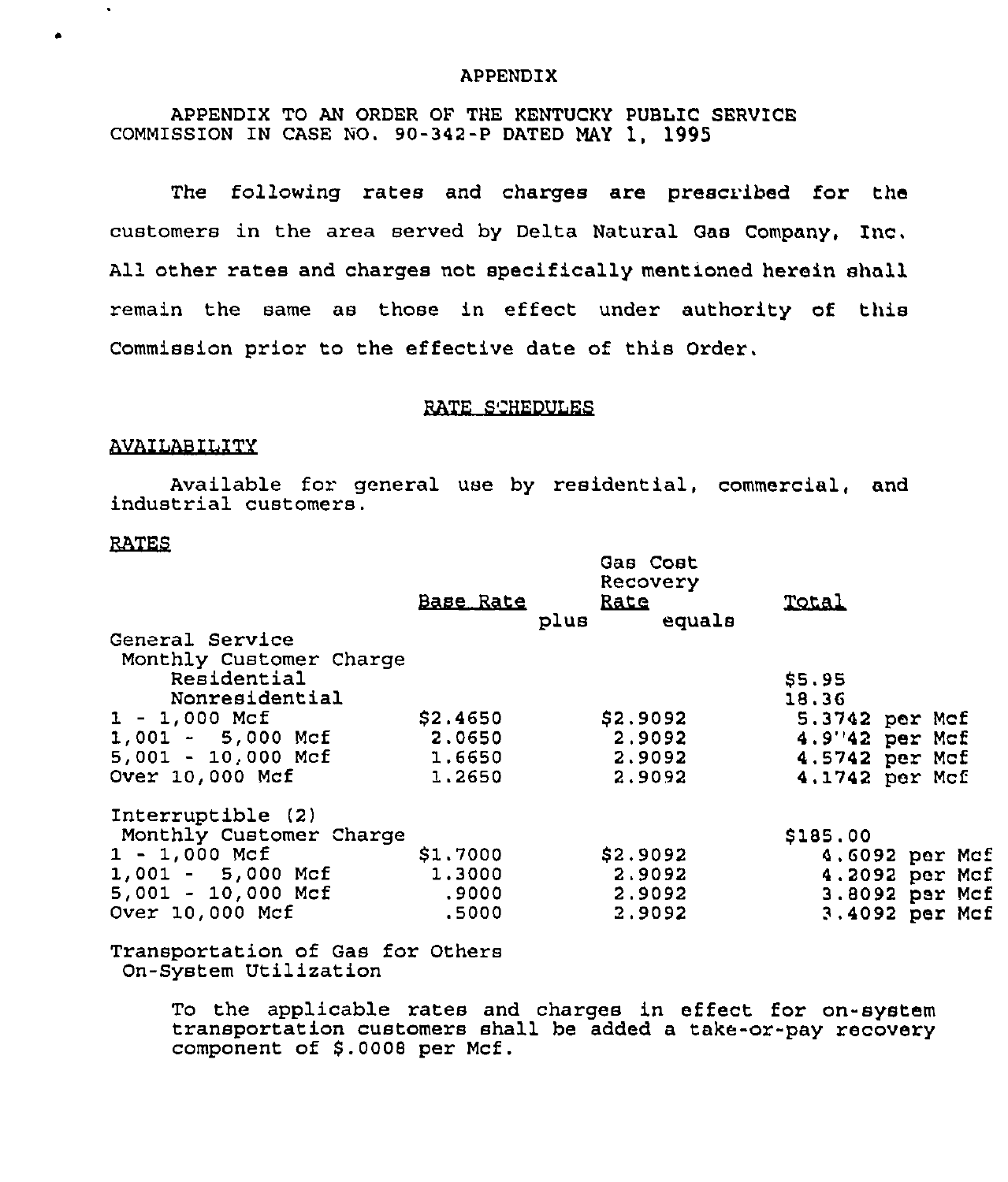APPENDIX

APPENDIX TO AN ORDER OF THE KENTUCKY PUBLIC SERVICE COMMISSION IN CASE NO. 90-342-P DATED MAY 1, 1995

The following rates and charges are prescribed for the customers in the area served by Delta Natural Gas Company, Inc. All other rates and charges not specifically mentioned herein shall remain the same as those in effect under authority of this Commission prior to the effective date of this Order.

## RATE SCHEDULES

### AVAILABILITY

Available for general use by residential, commercial, and industrial customers.

### RATES

| | Base Rate | plus | Gas Cost Recovery Rate | equals | Total |
|---|---|---|---|---|---|
| General Service | | | | | |
| Monthly Customer Charge | | | | | |
| Residential | | | | | $5.95 |
| Nonresidential | | | | | 18.36 |
| 1 - 1,000 Mcf | $2.4650 | | $2.9092 | | 5.3742 per Mcf |
| 1,001 - 5,000 Mcf | 2.0650 | | 2.9092 | | 4.9742 per Mcf |
| 5,001 - 10,000 Mcf | 1.6650 | | 2.9092 | | 4.5742 per Mcf |
| Over 10,000 Mcf | 1.2650 | | 2.9092 | | 4.1742 per Mcf |
| Interruptible (2) | | | | | |
| Monthly Customer Charge | | | | | $185.00 |
| 1 - 1,000 Mcf | $1.7000 | | $2.9092 | | 4.6092 per Mcf |
| 1,001 - 5,000 Mcf | 1.3000 | | 2.9092 | | 4.2092 per Mcf |
| 5,001 - 10,000 Mcf | .9000 | | 2.9092 | | 3.8092 per Mcf |
| Over 10,000 Mcf | .5000 | | 2.9092 | | 3.4092 per Mcf |

Transportation of Gas for Others
On-System Utilization

To the applicable rates and charges in effect for on-system transportation customers shall be added a take-or-pay recovery component of $.0008 per Mcf.